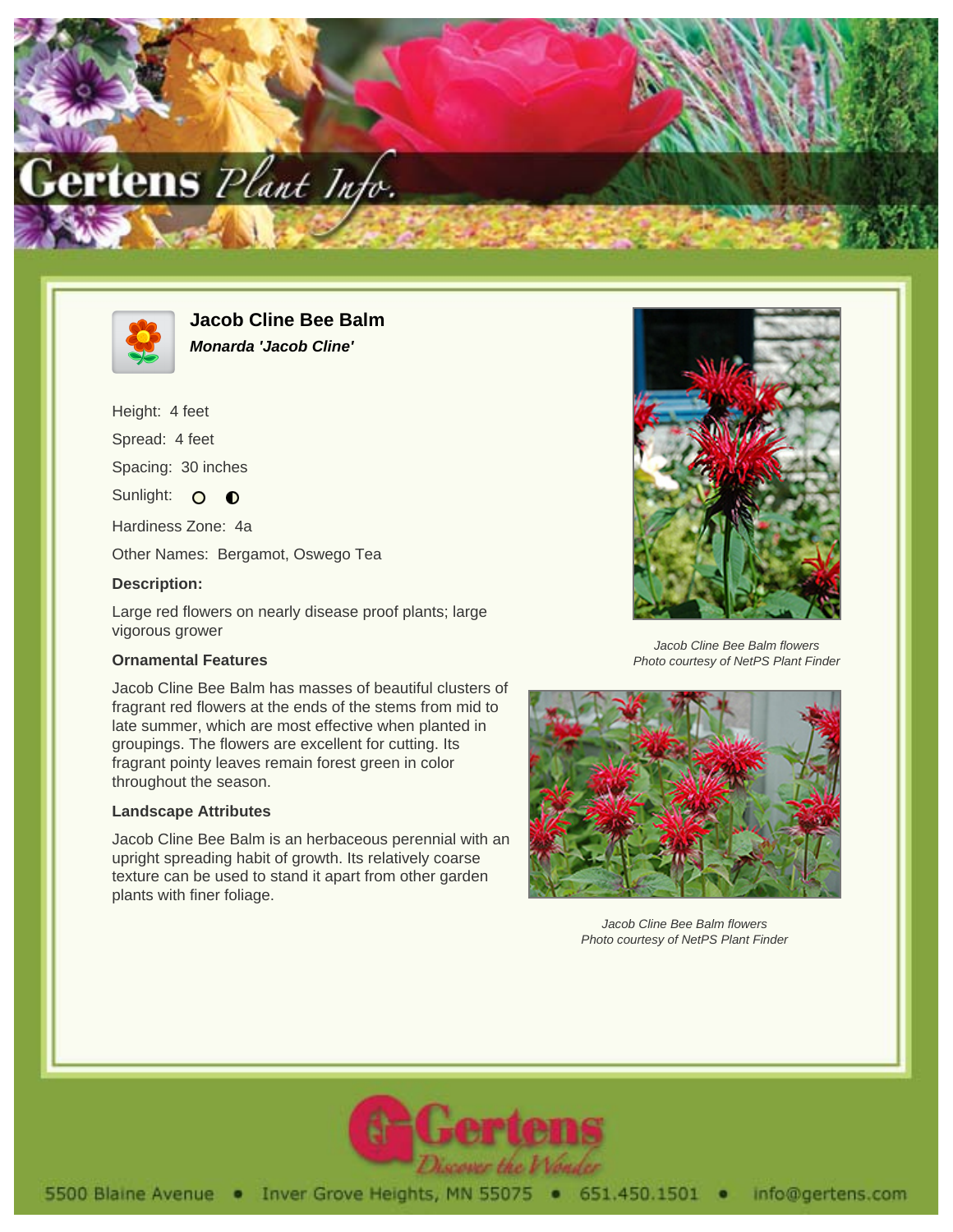# Jacob Cline Bee Balm

***Monarda 'Jacob Cline'***

Height: 4 feet

Spread: 4 feet

Spacing: 30 inches

Sunlight: ○ ◐

Hardiness Zone: 4a

Other Names: Bergamot, Oswego Tea

### Description:

Large red flowers on nearly disease proof plants; large vigorous grower

### Ornamental Features

Jacob Cline Bee Balm has masses of beautiful clusters of fragrant red flowers at the ends of the stems from mid to late summer, which are most effective when planted in groupings. The flowers are excellent for cutting. Its fragrant pointy leaves remain forest green in color throughout the season.

### Landscape Attributes

Jacob Cline Bee Balm is an herbaceous perennial with an upright spreading habit of growth. Its relatively coarse texture can be used to stand it apart from other garden plants with finer foliage.

*Jacob Cline Bee Balm flowers*
*Photo courtesy of NetPS Plant Finder*

*Jacob Cline Bee Balm flowers*
*Photo courtesy of NetPS Plant Finder*

5500 Blaine Avenue • Inver Grove Heights, MN 55075 • 651.450.1501 • info@gertens.com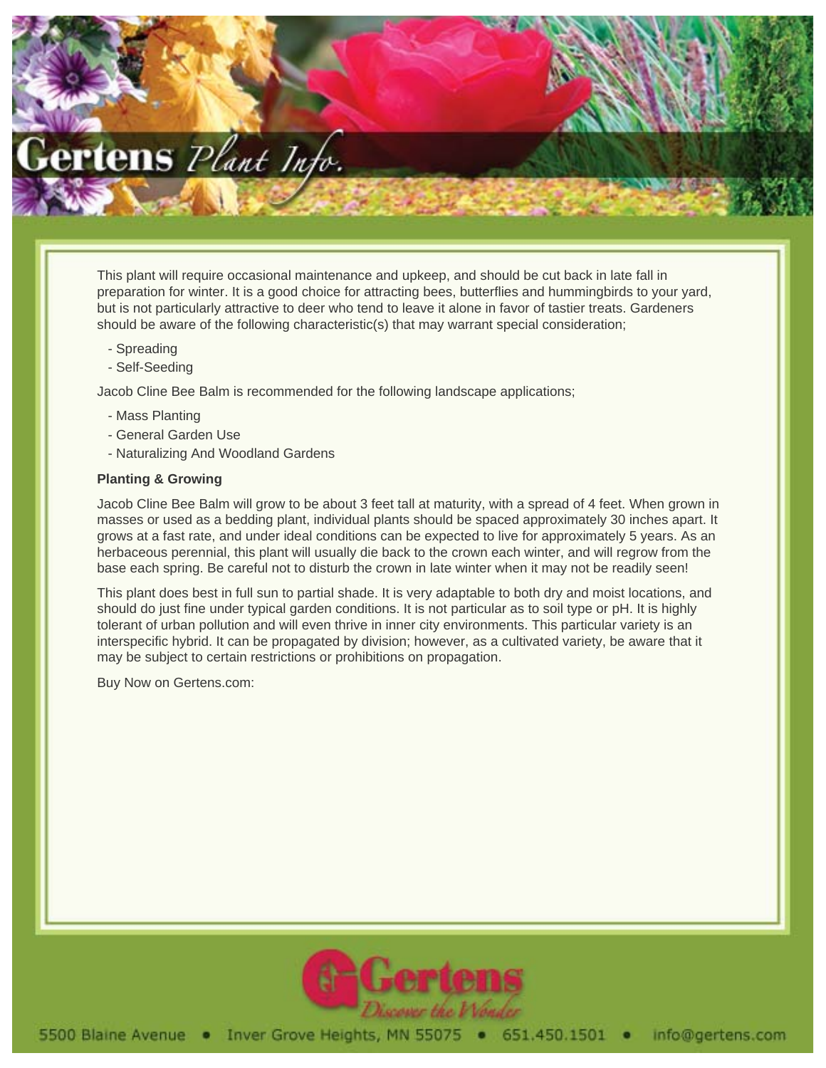This plant will require occasional maintenance and upkeep, and should be cut back in late fall in preparation for winter. It is a good choice for attracting bees, butterflies and hummingbirds to your yard, but is not particularly attractive to deer who tend to leave it alone in favor of tastier treats. Gardeners should be aware of the following characteristic(s) that may warrant special consideration;

- Spreading
- Self-Seeding

Jacob Cline Bee Balm is recommended for the following landscape applications;

- Mass Planting
- General Garden Use
- Naturalizing And Woodland Gardens

**Planting & Growing**

Jacob Cline Bee Balm will grow to be about 3 feet tall at maturity, with a spread of 4 feet. When grown in masses or used as a bedding plant, individual plants should be spaced approximately 30 inches apart. It grows at a fast rate, and under ideal conditions can be expected to live for approximately 5 years. As an herbaceous perennial, this plant will usually die back to the crown each winter, and will regrow from the base each spring. Be careful not to disturb the crown in late winter when it may not be readily seen!

This plant does best in full sun to partial shade. It is very adaptable to both dry and moist locations, and should do just fine under typical garden conditions. It is not particular as to soil type or pH. It is highly tolerant of urban pollution and will even thrive in inner city environments. This particular variety is an interspecific hybrid. It can be propagated by division; however, as a cultivated variety, be aware that it may be subject to certain restrictions or prohibitions on propagation.

Buy Now on Gertens.com: